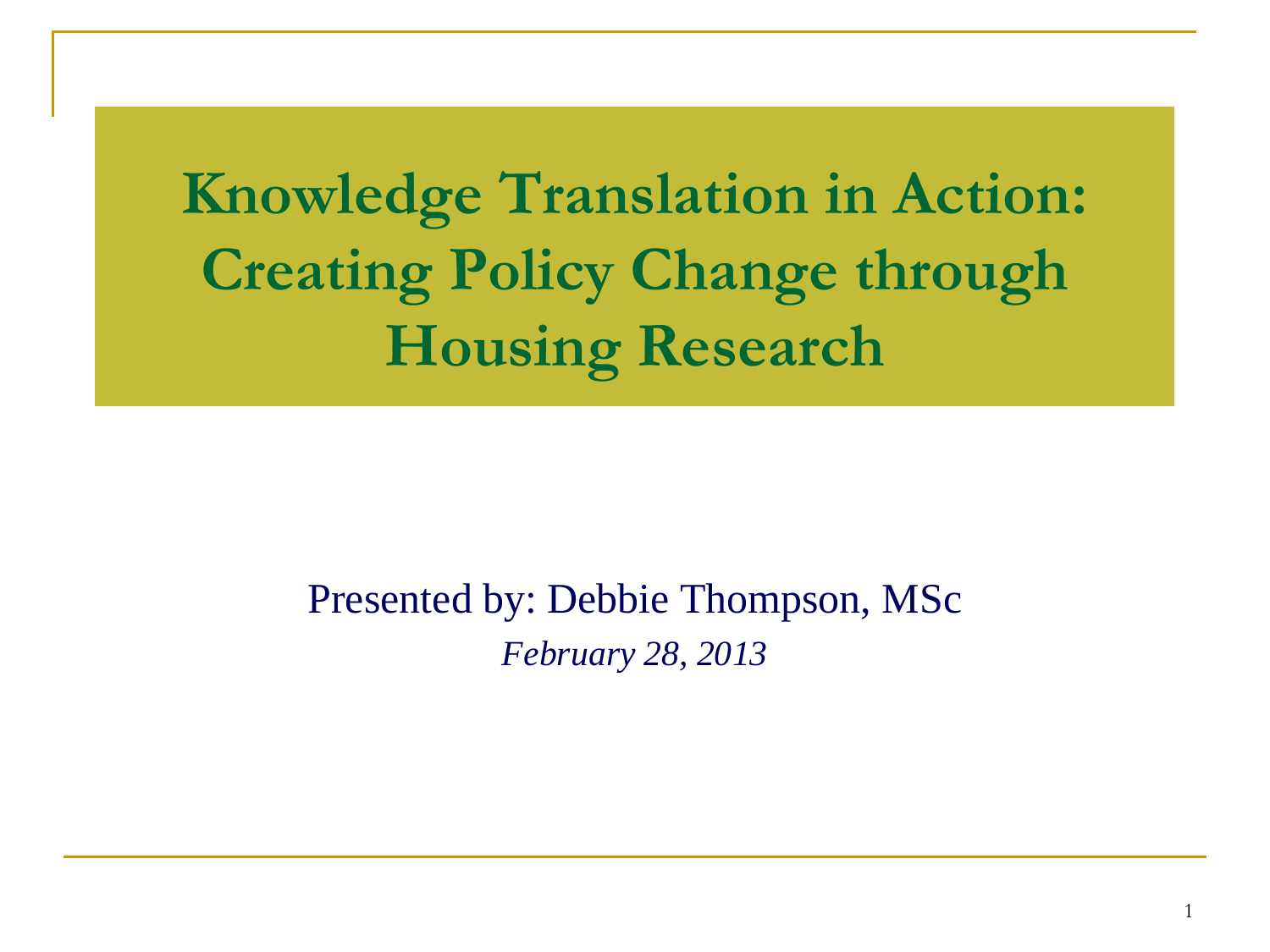# Knowledge Translation in Action: Creating Policy Change through Housing Research

Presented by: Debbie Thompson, MSc

*February 28, 2013*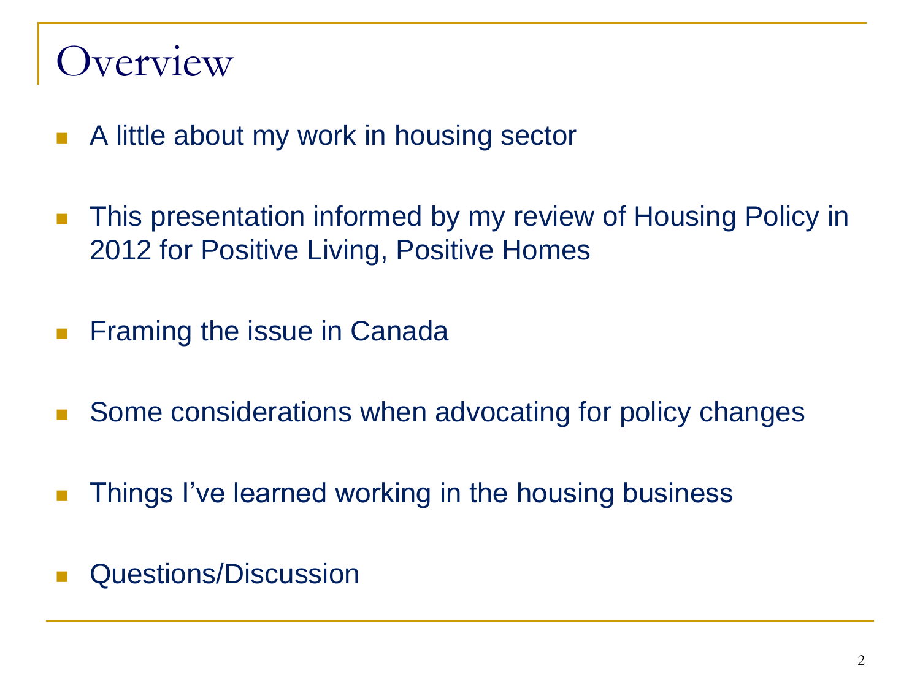# Overview

- A little about my work in housing sector
- This presentation informed by my review of Housing Policy in 2012 for Positive Living, Positive Homes
- Framing the issue in Canada
- Some considerations when advocating for policy changes
- Things I've learned working in the housing business
- Questions/Discussion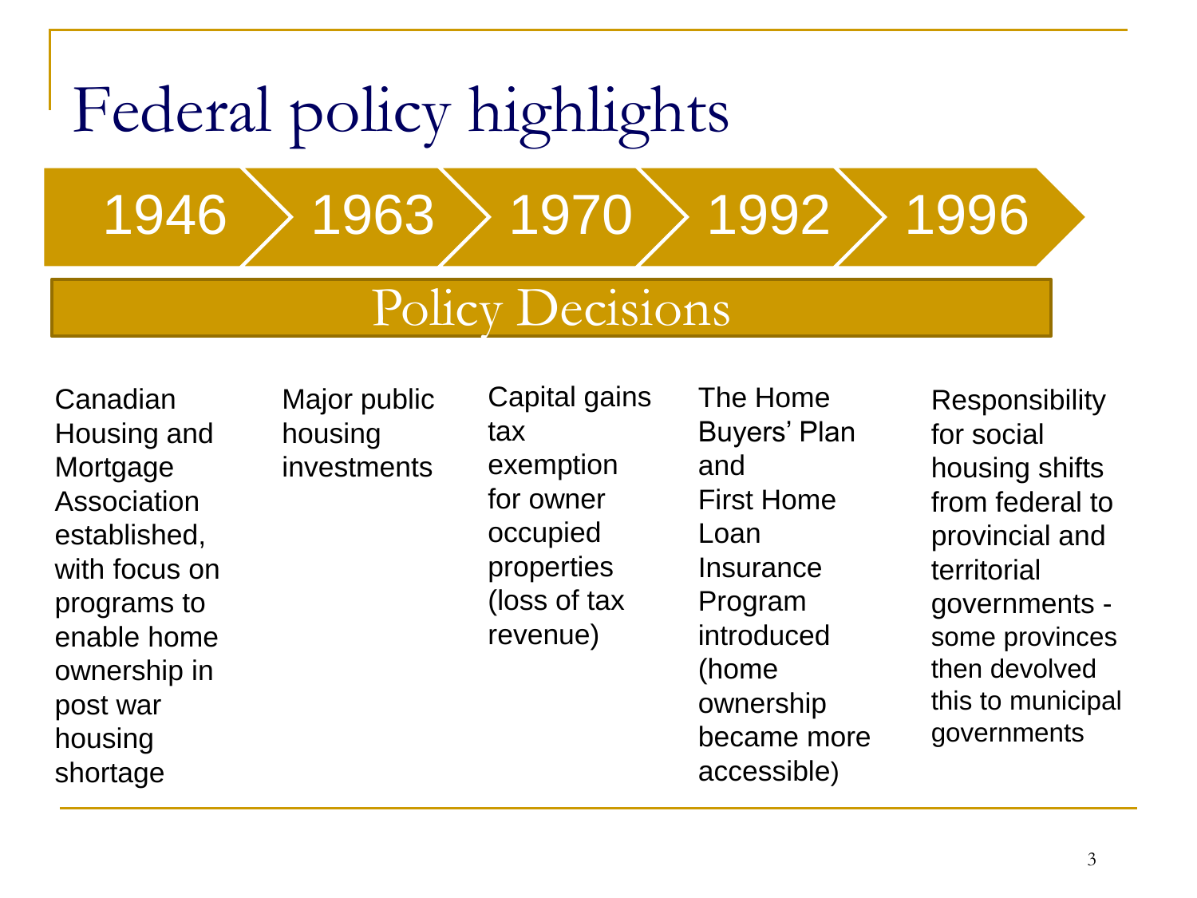# Federal policy highlights

## Policy Decisions

| 1946 | 1963 | 1970 | 1992 | 1996 |
|---|---|---|---|---|
| Canadian Housing and Mortgage Association established, with focus on programs to enable home ownership in post war housing shortage | Major public housing investments | Capital gains tax exemption for owner occupied properties (loss of tax revenue) | The Home Buyers' Plan and First Home Loan Insurance Program introduced (home ownership became more accessible) | Responsibility for social housing shifts from federal to provincial and territorial governments - some provinces then devolved this to municipal governments |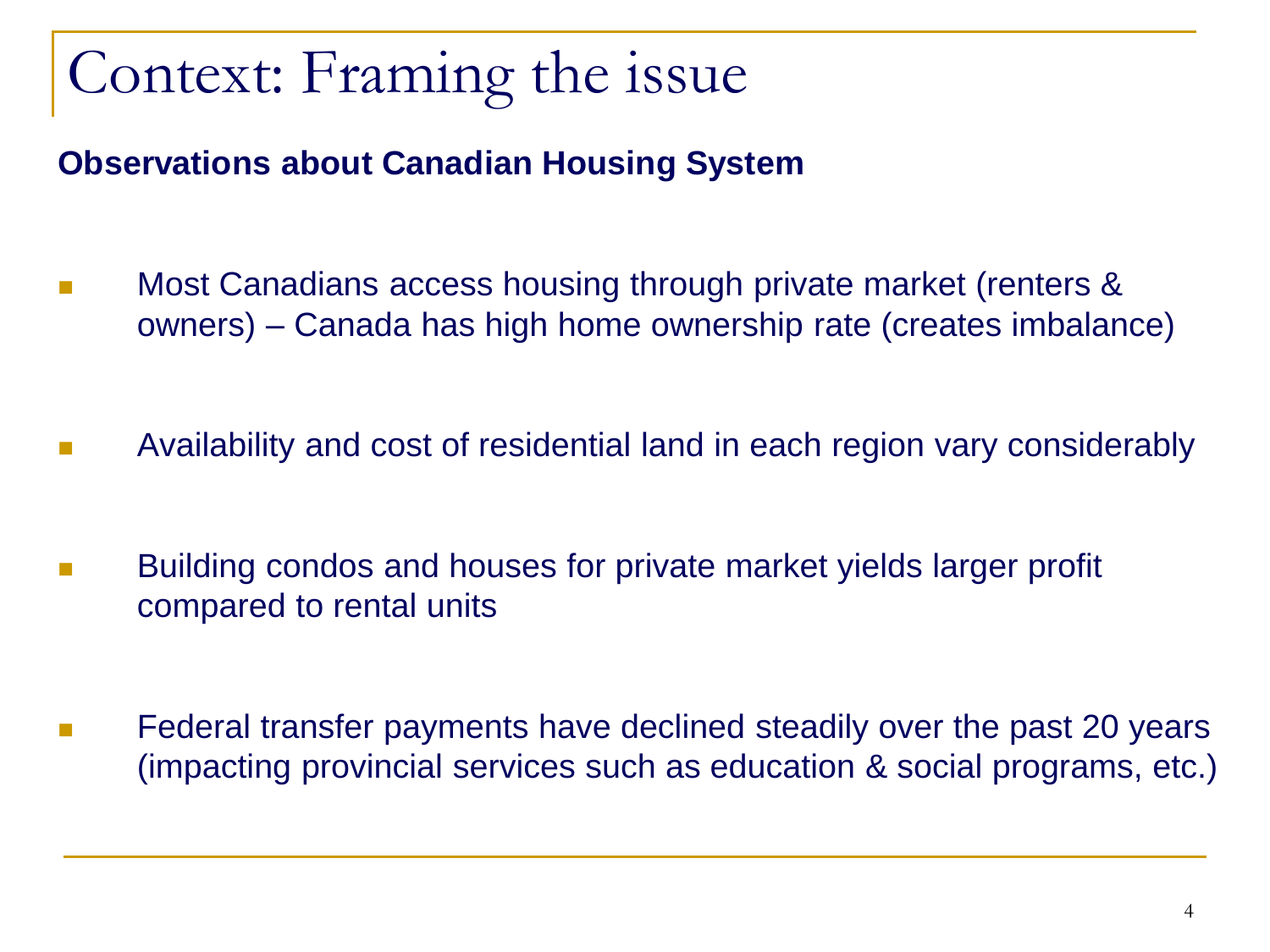# Context: Framing the issue

**Observations about Canadian Housing System**

- Most Canadians access housing through private market (renters & owners) – Canada has high home ownership rate (creates imbalance)
- Availability and cost of residential land in each region vary considerably
- Building condos and houses for private market yields larger profit compared to rental units
- Federal transfer payments have declined steadily over the past 20 years (impacting provincial services such as education & social programs, etc.)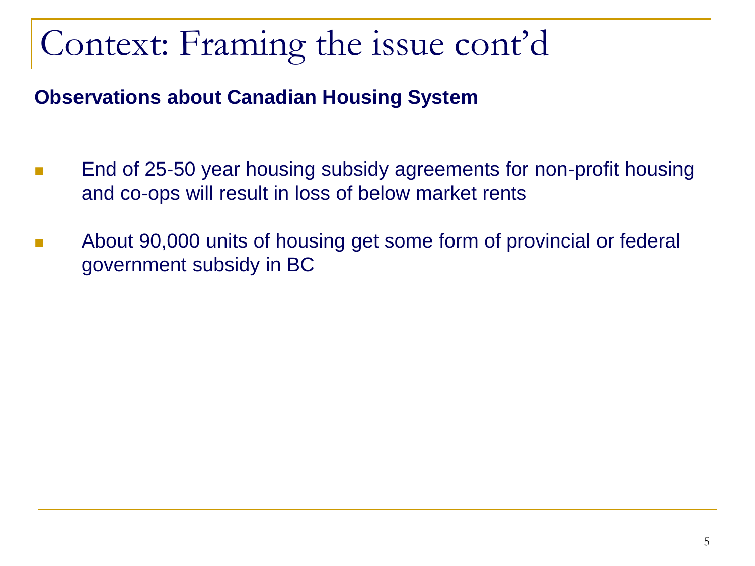# Context: Framing the issue cont'd

**Observations about Canadian Housing System**

- End of 25-50 year housing subsidy agreements for non-profit housing and co-ops will result in loss of below market rents
- About 90,000 units of housing get some form of provincial or federal government subsidy in BC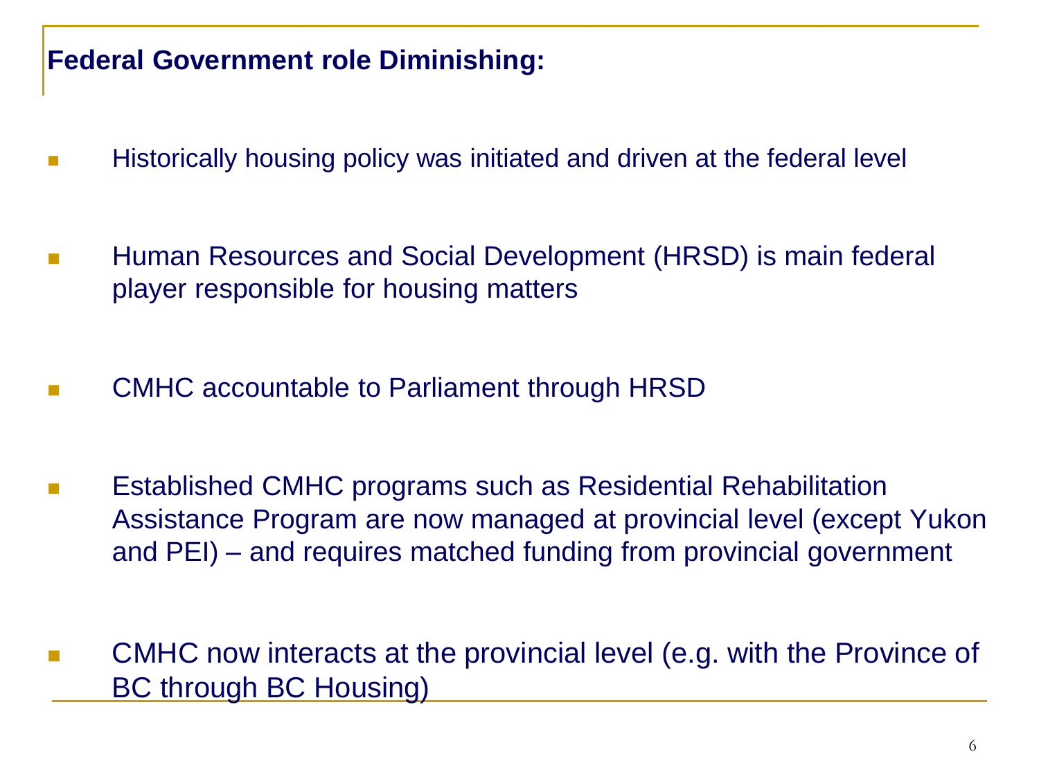## Federal Government role Diminishing:

- Historically housing policy was initiated and driven at the federal level
- Human Resources and Social Development (HRSD) is main federal player responsible for housing matters
- CMHC accountable to Parliament through HRSD
- Established CMHC programs such as Residential Rehabilitation Assistance Program are now managed at provincial level (except Yukon and PEI) – and requires matched funding from provincial government
- CMHC now interacts at the provincial level (e.g. with the Province of BC through BC Housing)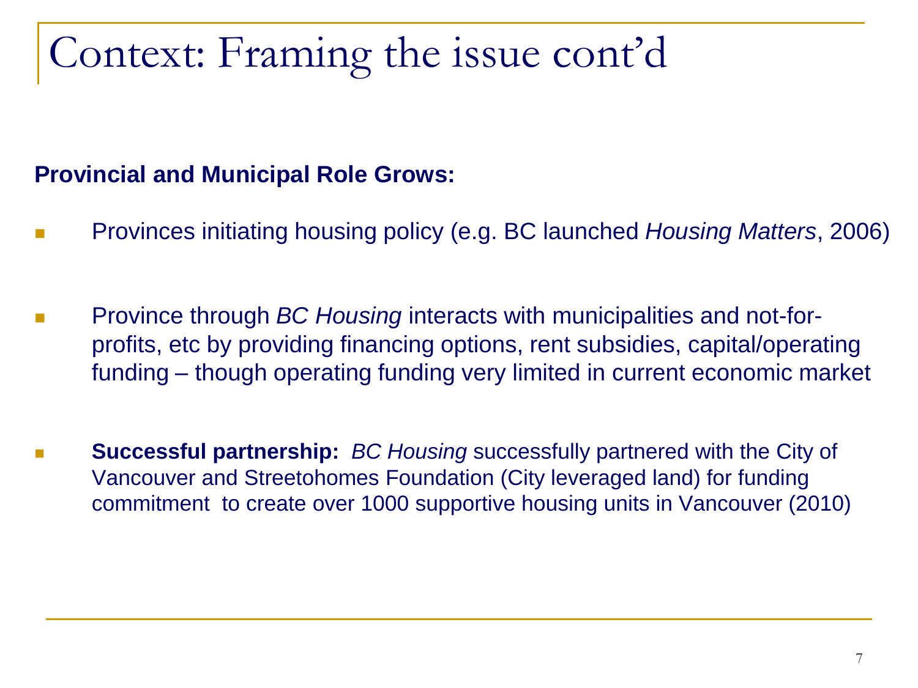# Context: Framing the issue cont'd

**Provincial and Municipal Role Grows:**

- Provinces initiating housing policy (e.g. BC launched *Housing Matters*, 2006)
- Province through *BC Housing* interacts with municipalities and not-for-profits, etc by providing financing options, rent subsidies, capital/operating funding – though operating funding very limited in current economic market
- **Successful partnership:** *BC Housing* successfully partnered with the City of Vancouver and Streetohomes Foundation (City leveraged land) for funding commitment to create over 1000 supportive housing units in Vancouver (2010)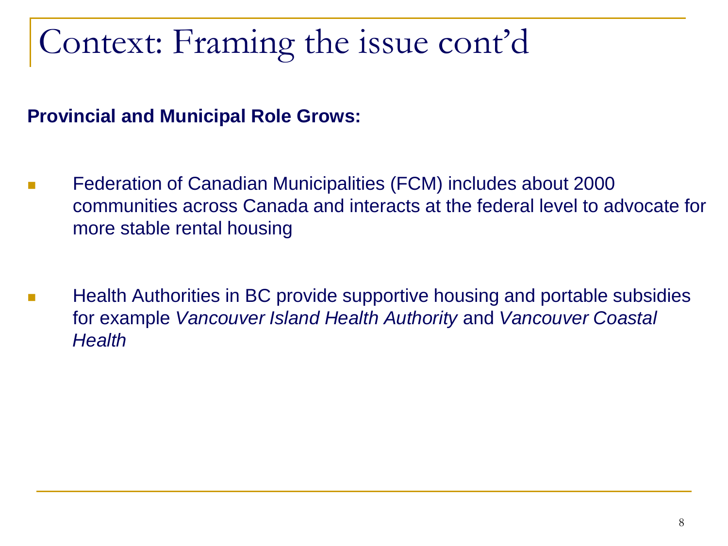# Context: Framing the issue cont'd

**Provincial and Municipal Role Grows:**

- Federation of Canadian Municipalities (FCM) includes about 2000 communities across Canada and interacts at the federal level to advocate for more stable rental housing
- Health Authorities in BC provide supportive housing and portable subsidies for example *Vancouver Island Health Authority* and *Vancouver Coastal Health*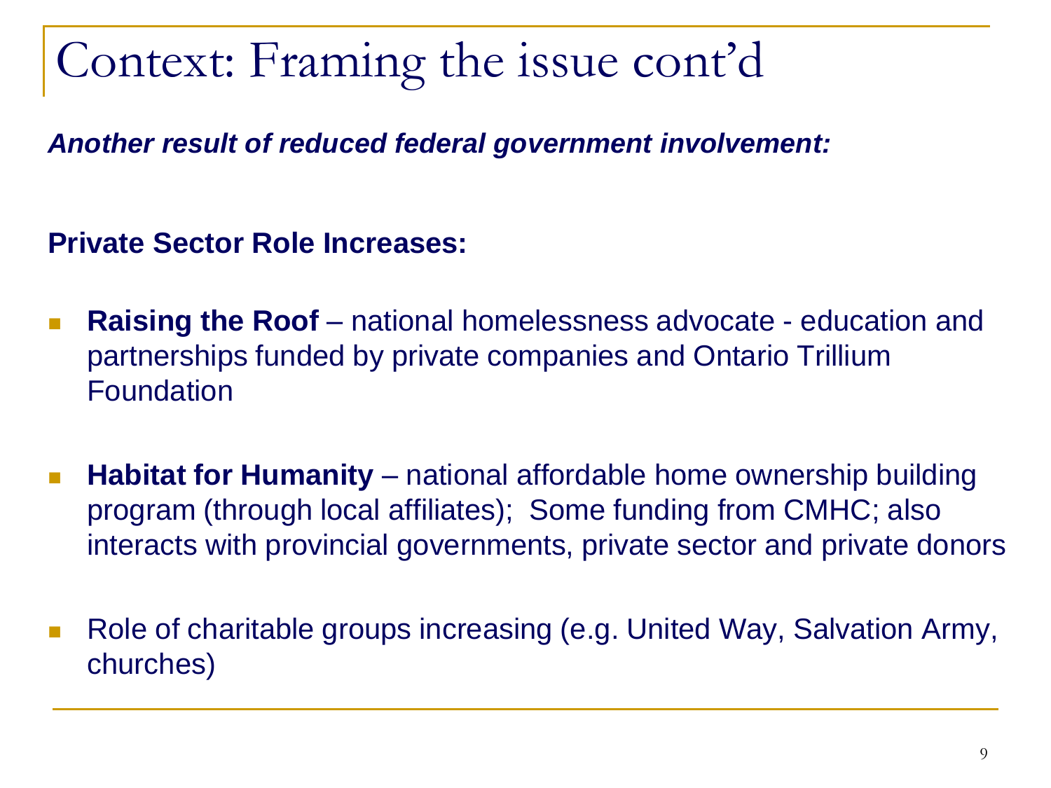# Context: Framing the issue cont'd

***Another result of reduced federal government involvement:***

**Private Sector Role Increases:**

- **Raising the Roof** – national homelessness advocate - education and partnerships funded by private companies and Ontario Trillium Foundation
- **Habitat for Humanity** – national affordable home ownership building program (through local affiliates); Some funding from CMHC; also interacts with provincial governments, private sector and private donors
- Role of charitable groups increasing (e.g. United Way, Salvation Army, churches)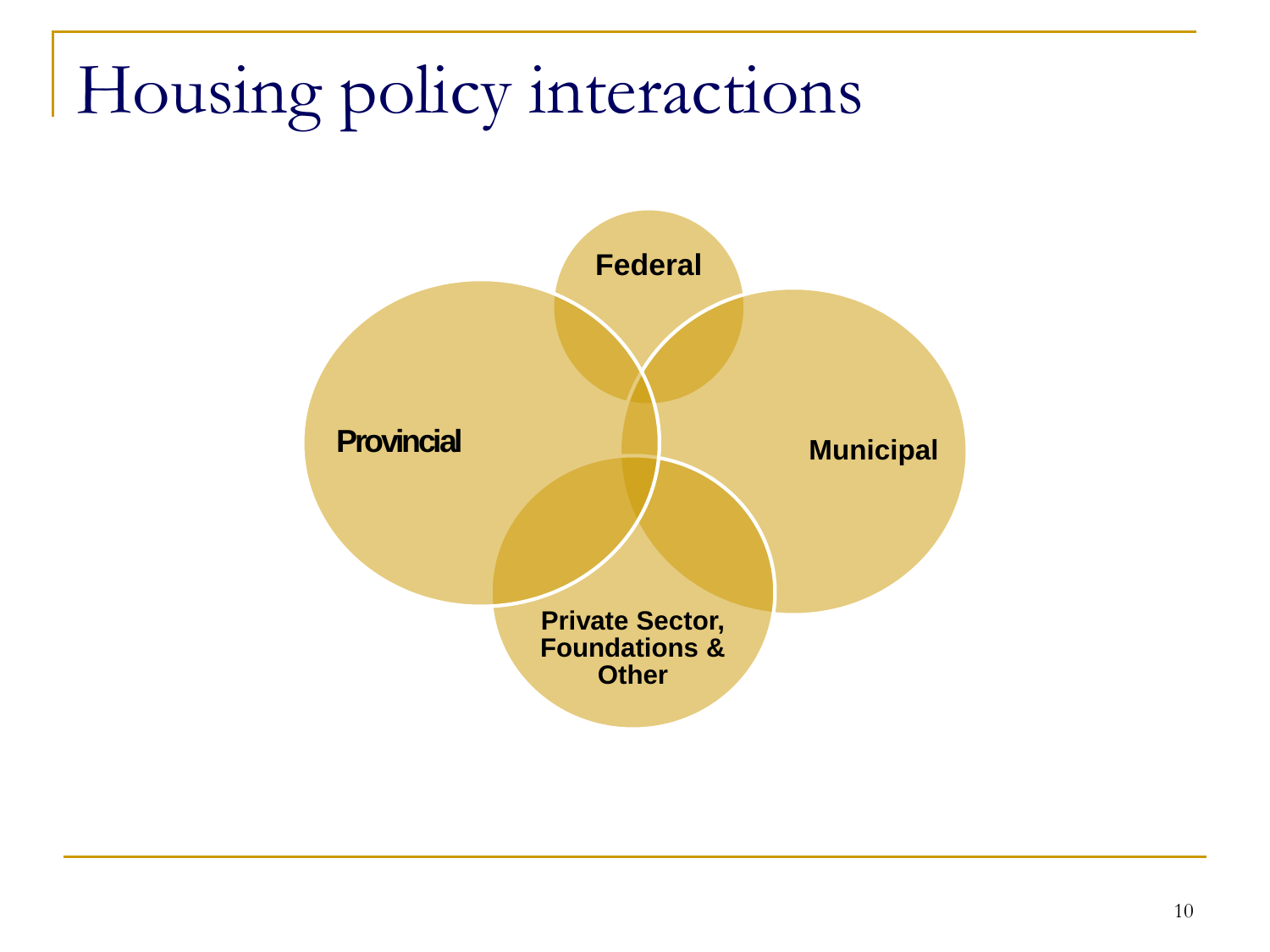# Housing policy interactions

Federal

Provincial

Municipal

Private Sector, Foundations & Other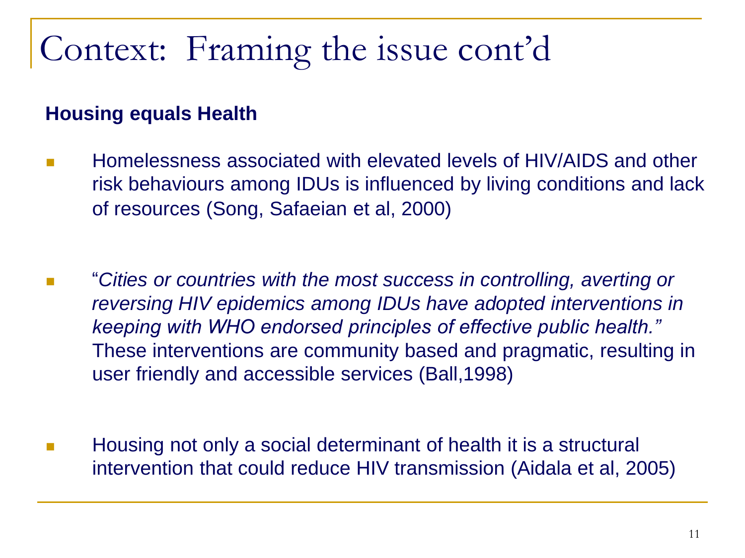# Context: Framing the issue cont'd

**Housing equals Health**

- Homelessness associated with elevated levels of HIV/AIDS and other risk behaviours among IDUs is influenced by living conditions and lack of resources (Song, Safaeian et al, 2000)

- "*Cities or countries with the most success in controlling, averting or reversing HIV epidemics among IDUs have adopted interventions in keeping with WHO endorsed principles of effective public health.*" These interventions are community based and pragmatic, resulting in user friendly and accessible services (Ball,1998)

- Housing not only a social determinant of health it is a structural intervention that could reduce HIV transmission (Aidala et al, 2005)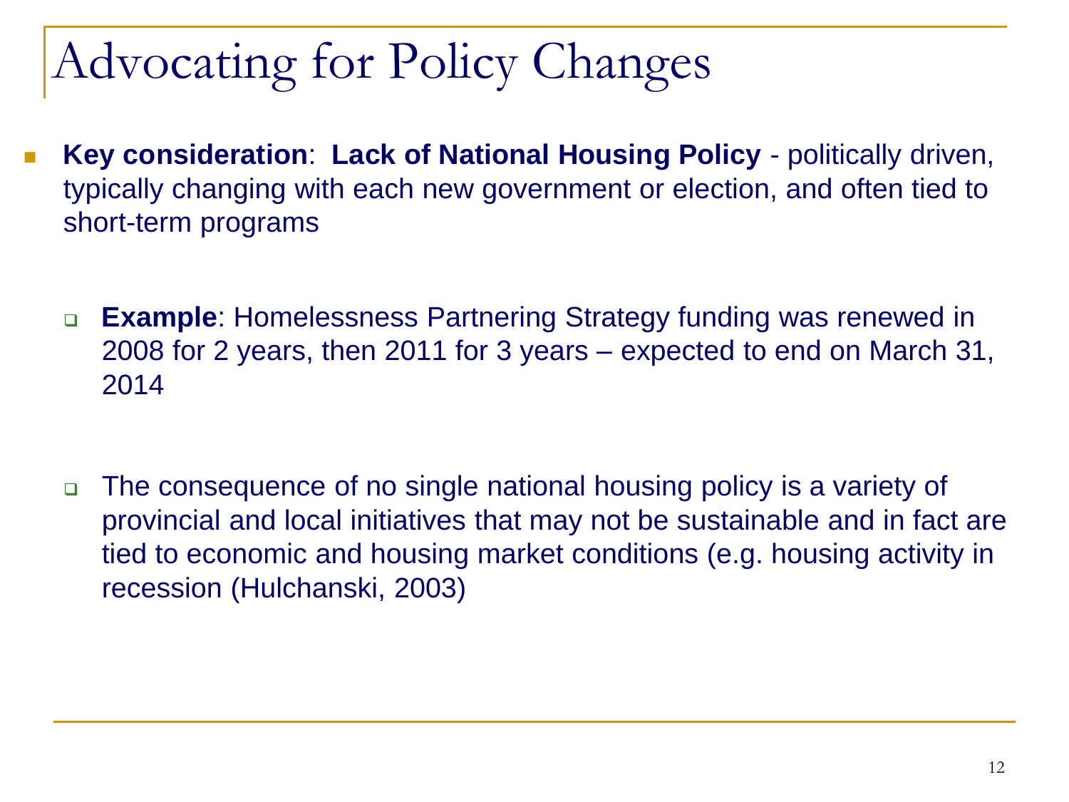# Advocating for Policy Changes

- **Key consideration**: **Lack of National Housing Policy** - politically driven, typically changing with each new government or election, and often tied to short-term programs
  - **Example**: Homelessness Partnering Strategy funding was renewed in 2008 for 2 years, then 2011 for 3 years – expected to end on March 31, 2014
  - The consequence of no single national housing policy is a variety of provincial and local initiatives that may not be sustainable and in fact are tied to economic and housing market conditions (e.g. housing activity in recession (Hulchanski, 2003)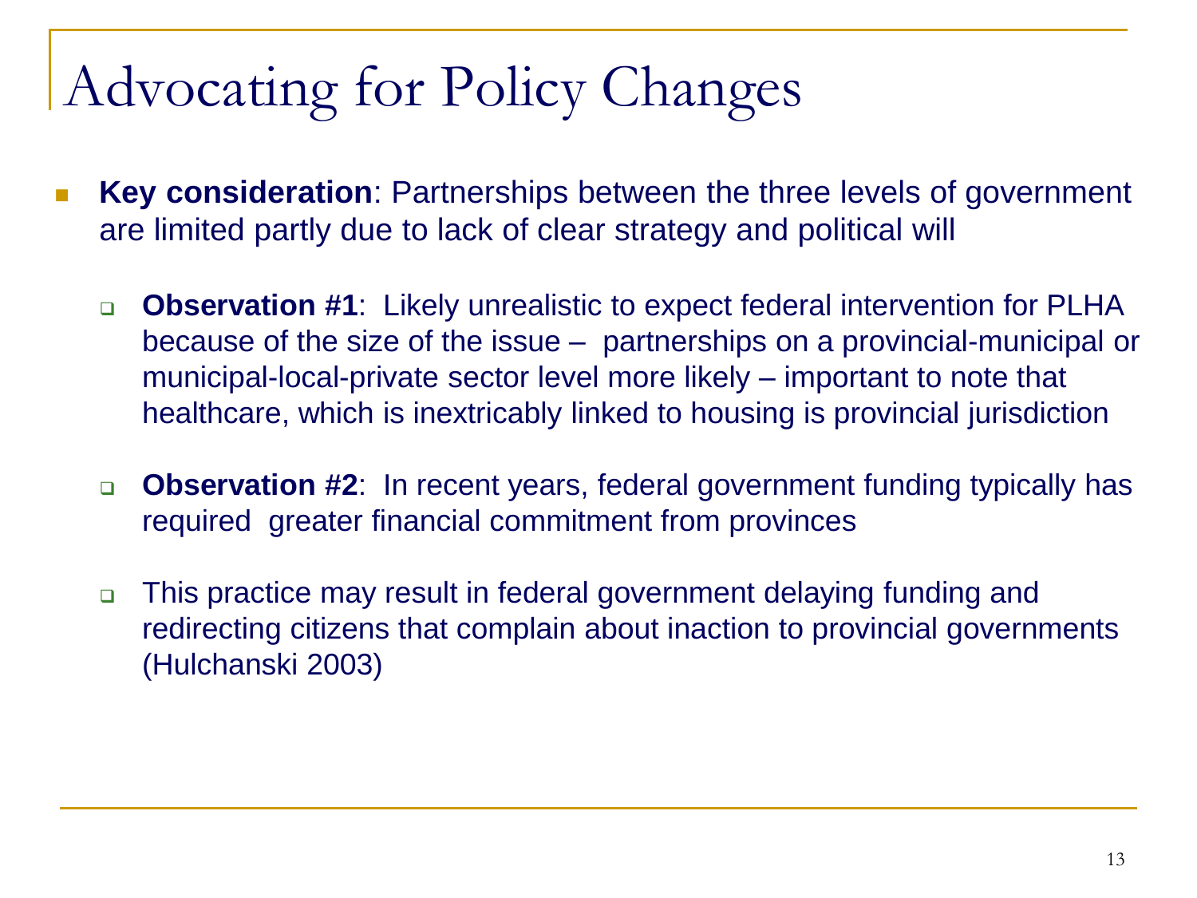# Advocating for Policy Changes

- **Key consideration**: Partnerships between the three levels of government are limited partly due to lack of clear strategy and political will
  - **Observation #1**: Likely unrealistic to expect federal intervention for PLHA because of the size of the issue – partnerships on a provincial-municipal or municipal-local-private sector level more likely – important to note that healthcare, which is inextricably linked to housing is provincial jurisdiction
  - **Observation #2**: In recent years, federal government funding typically has required greater financial commitment from provinces
  - This practice may result in federal government delaying funding and redirecting citizens that complain about inaction to provincial governments (Hulchanski 2003)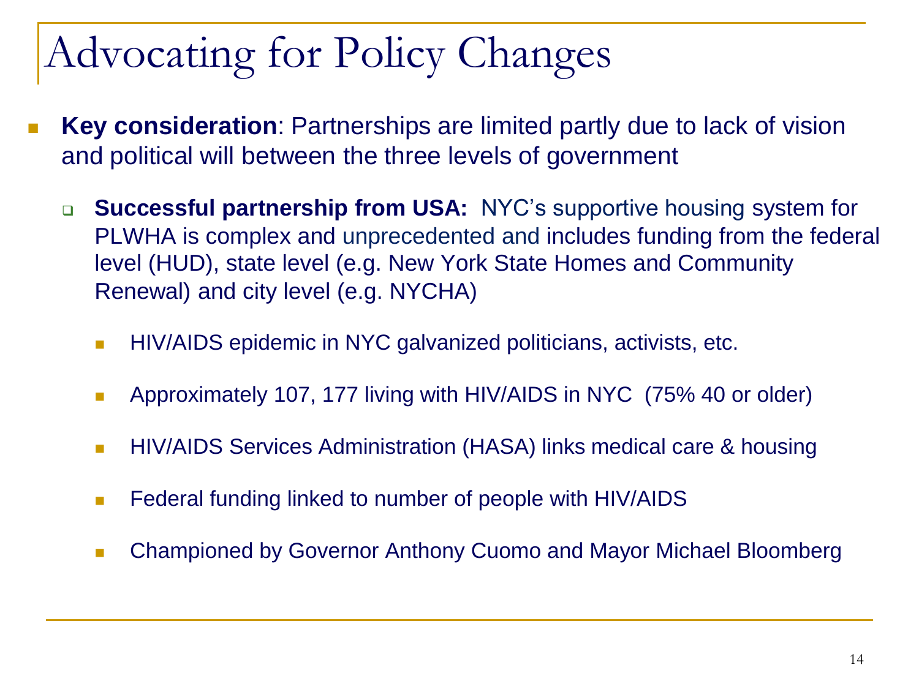# Advocating for Policy Changes

- **Key consideration**: Partnerships are limited partly due to lack of vision and political will between the three levels of government
  - **Successful partnership from USA:** NYC's supportive housing system for PLWHA is complex and unprecedented and includes funding from the federal level (HUD), state level (e.g. New York State Homes and Community Renewal) and city level (e.g. NYCHA)
    - HIV/AIDS epidemic in NYC galvanized politicians, activists, etc.
    - Approximately 107, 177 living with HIV/AIDS in NYC (75% 40 or older)
    - HIV/AIDS Services Administration (HASA) links medical care & housing
    - Federal funding linked to number of people with HIV/AIDS
    - Championed by Governor Anthony Cuomo and Mayor Michael Bloomberg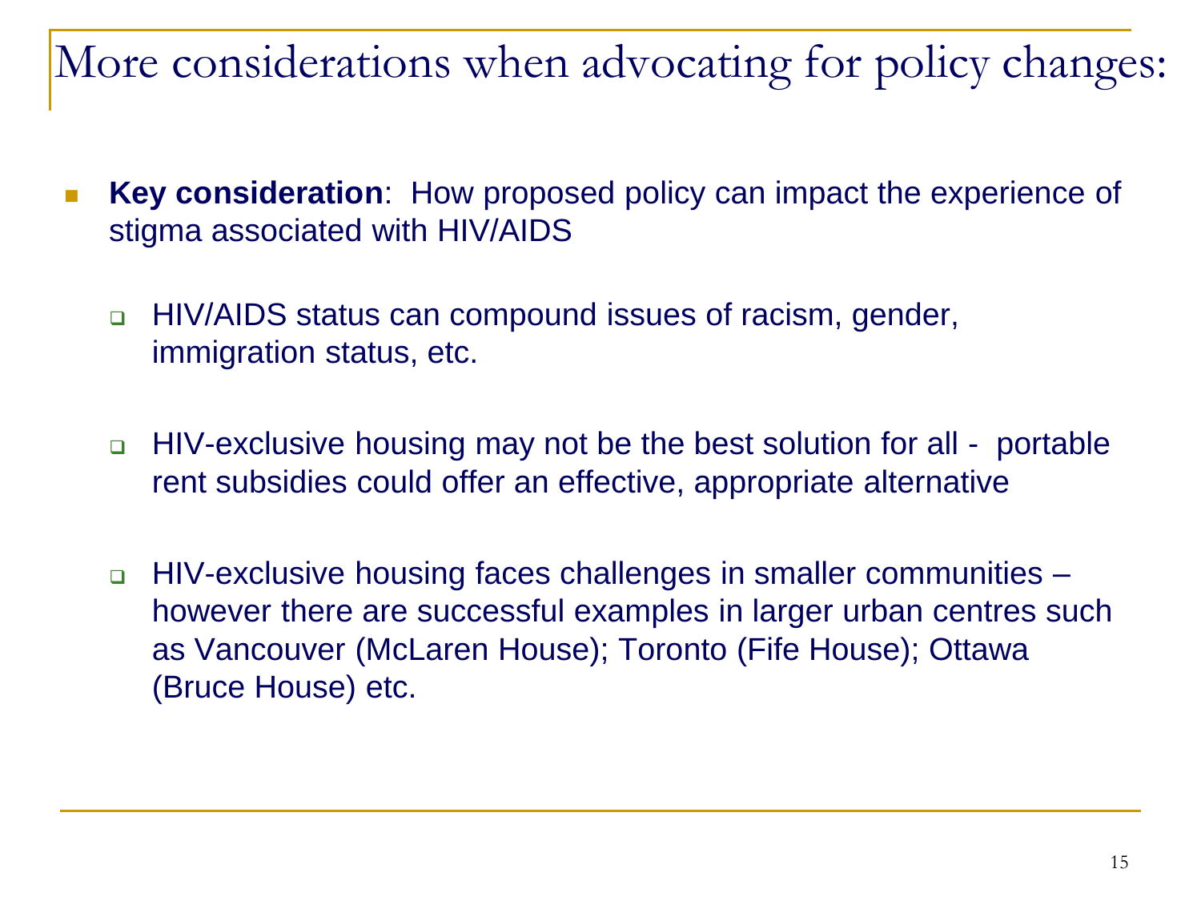# More considerations when advocating for policy changes:

- **Key consideration**: How proposed policy can impact the experience of stigma associated with HIV/AIDS
  - HIV/AIDS status can compound issues of racism, gender, immigration status, etc.
  - HIV-exclusive housing may not be the best solution for all - portable rent subsidies could offer an effective, appropriate alternative
  - HIV-exclusive housing faces challenges in smaller communities – however there are successful examples in larger urban centres such as Vancouver (McLaren House); Toronto (Fife House); Ottawa (Bruce House) etc.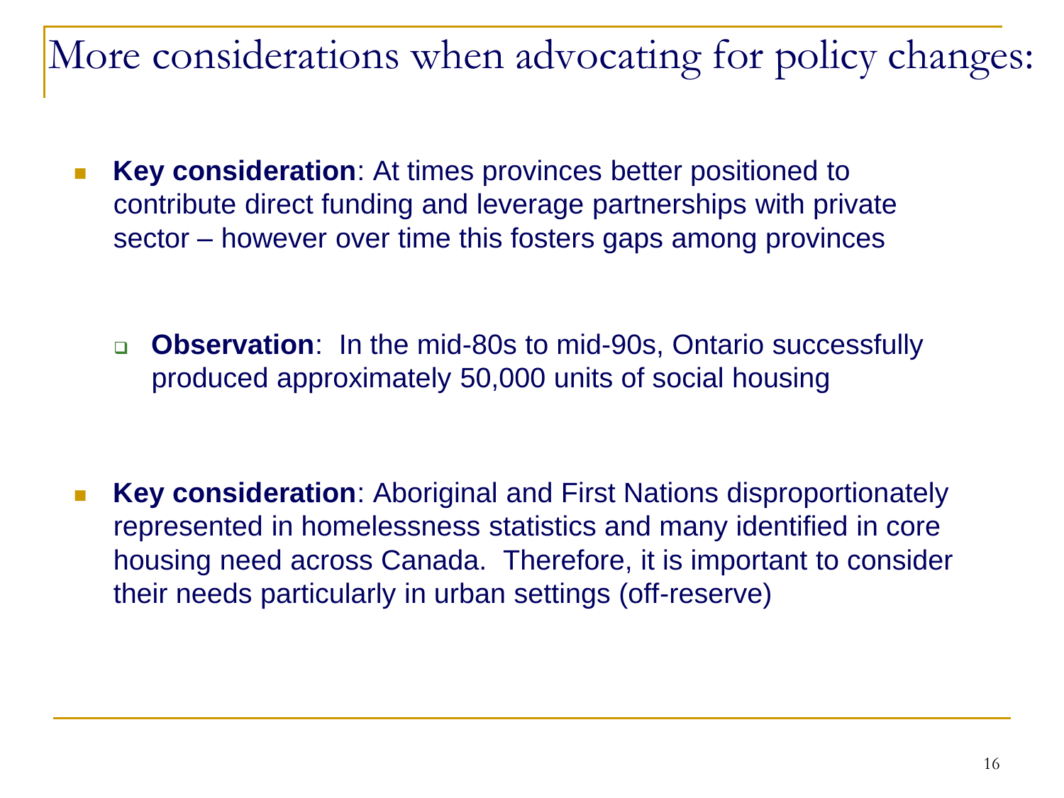# More considerations when advocating for policy changes:

- **Key consideration**: At times provinces better positioned to contribute direct funding and leverage partnerships with private sector – however over time this fosters gaps among provinces

  - **Observation**: In the mid-80s to mid-90s, Ontario successfully produced approximately 50,000 units of social housing

- **Key consideration**: Aboriginal and First Nations disproportionately represented in homelessness statistics and many identified in core housing need across Canada. Therefore, it is important to consider their needs particularly in urban settings (off-reserve)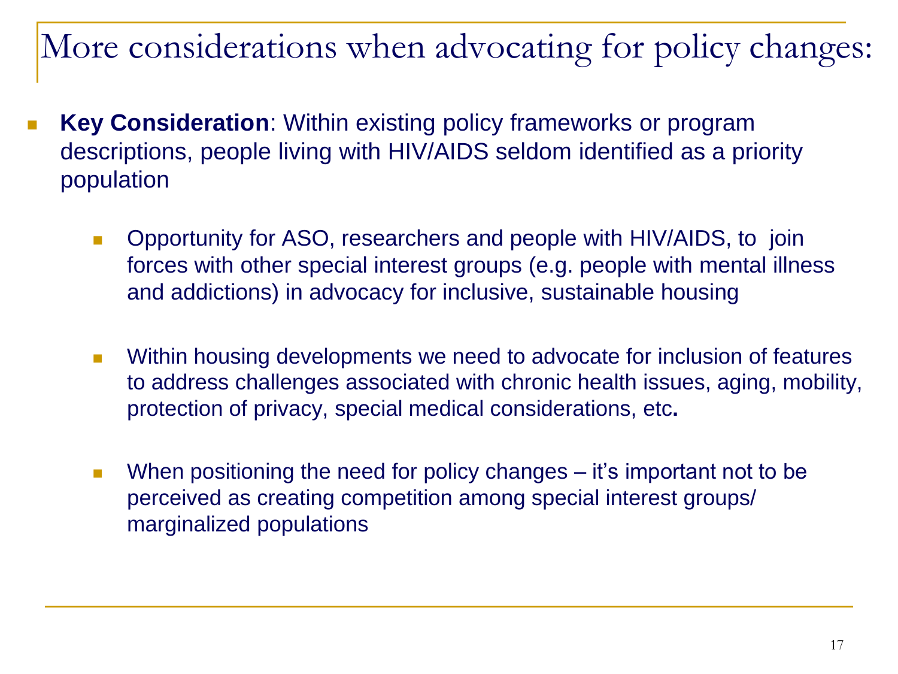# More considerations when advocating for policy changes:

- **Key Consideration**: Within existing policy frameworks or program descriptions, people living with HIV/AIDS seldom identified as a priority population
  - Opportunity for ASO, researchers and people with HIV/AIDS, to join forces with other special interest groups (e.g. people with mental illness and addictions) in advocacy for inclusive, sustainable housing
  - Within housing developments we need to advocate for inclusion of features to address challenges associated with chronic health issues, aging, mobility, protection of privacy, special medical considerations, etc**.**
  - When positioning the need for policy changes – it's important not to be perceived as creating competition among special interest groups/ marginalized populations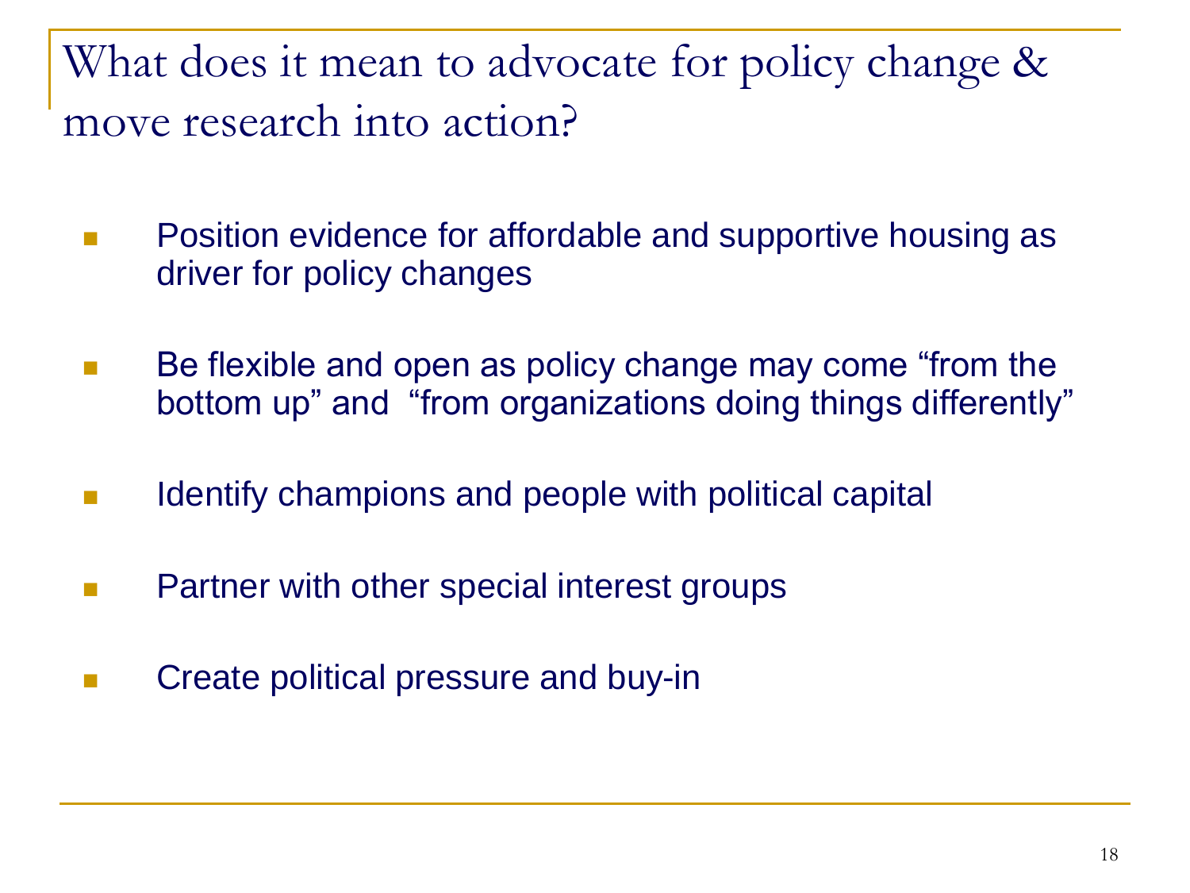# What does it mean to advocate for policy change & move research into action?

- Position evidence for affordable and supportive housing as driver for policy changes
- Be flexible and open as policy change may come “from the bottom up” and “from organizations doing things differently”
- Identify champions and people with political capital
- Partner with other special interest groups
- Create political pressure and buy-in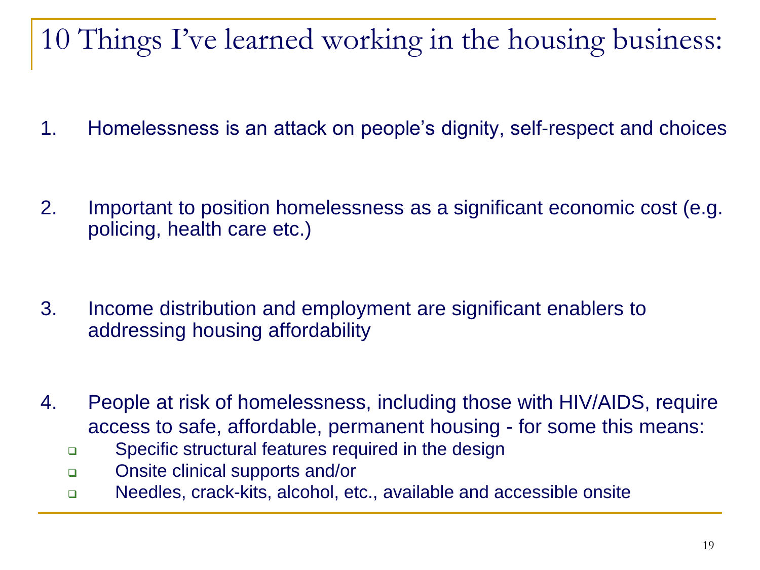# 10 Things I've learned working in the housing business:

1. Homelessness is an attack on people's dignity, self-respect and choices

2. Important to position homelessness as a significant economic cost (e.g. policing, health care etc.)

3. Income distribution and employment are significant enablers to addressing housing affordability

4. People at risk of homelessness, including those with HIV/AIDS, require access to safe, affordable, permanent housing - for some this means:
   - Specific structural features required in the design
   - Onsite clinical supports and/or
   - Needles, crack-kits, alcohol, etc., available and accessible onsite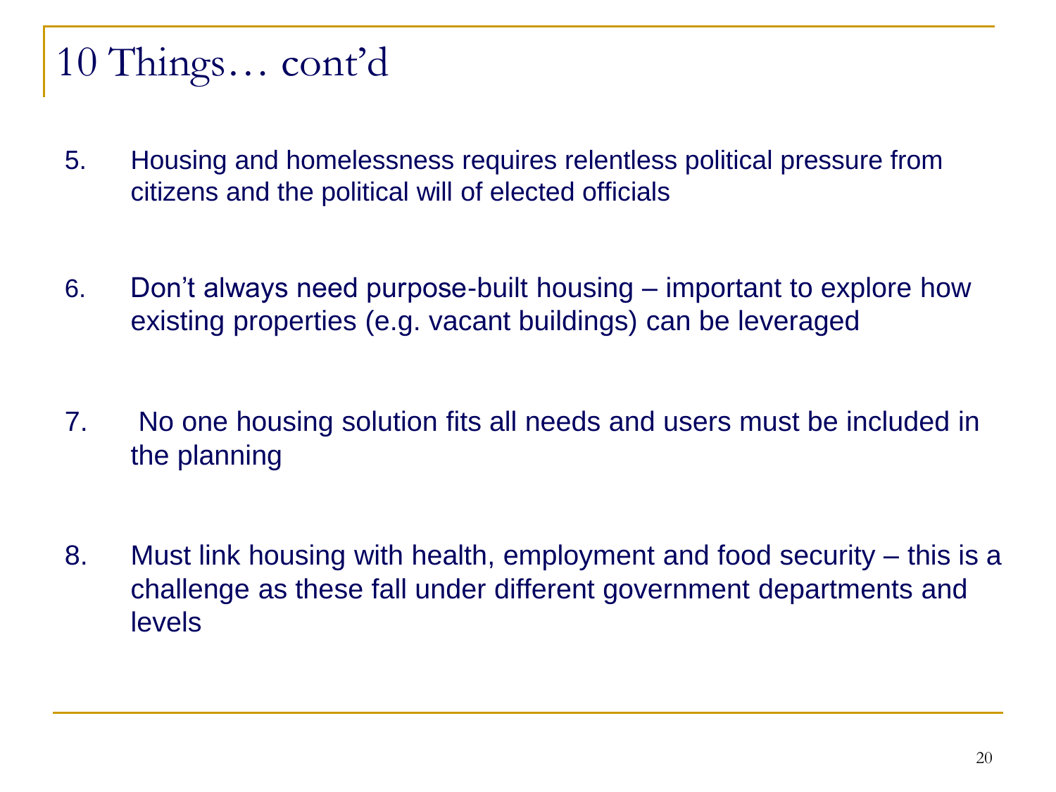# 10 Things… cont'd

5. Housing and homelessness requires relentless political pressure from citizens and the political will of elected officials

6. Don't always need purpose-built housing – important to explore how existing properties (e.g. vacant buildings) can be leveraged

7. No one housing solution fits all needs and users must be included in the planning

8. Must link housing with health, employment and food security – this is a challenge as these fall under different government departments and levels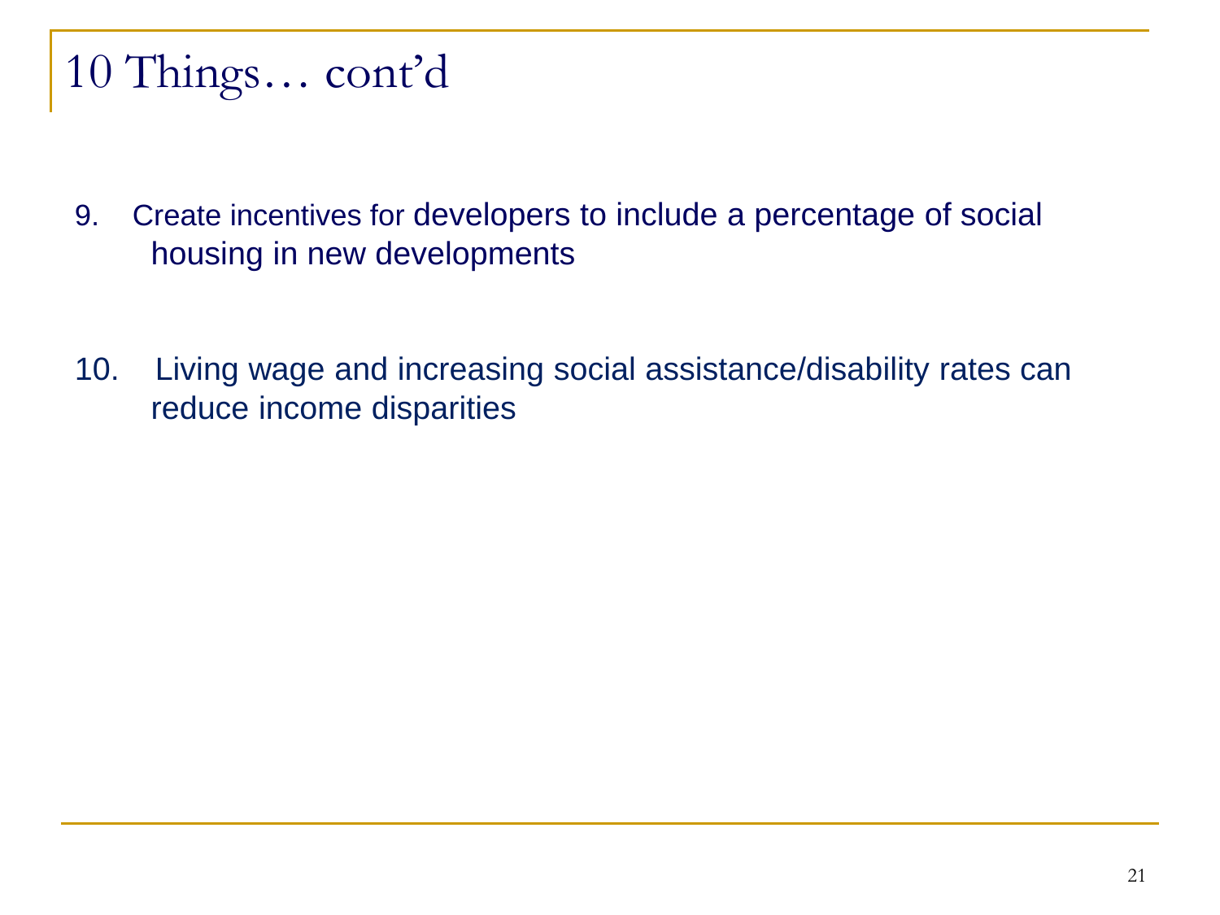# 10 Things… cont'd

9. Create incentives for developers to include a percentage of social housing in new developments

10. Living wage and increasing social assistance/disability rates can reduce income disparities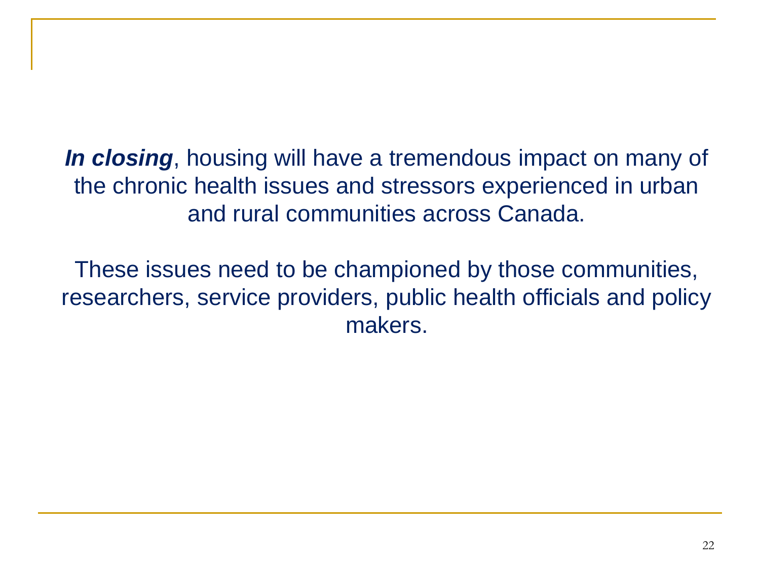***In closing***, housing will have a tremendous impact on many of the chronic health issues and stressors experienced in urban and rural communities across Canada.

These issues need to be championed by those communities, researchers, service providers, public health officials and policy makers.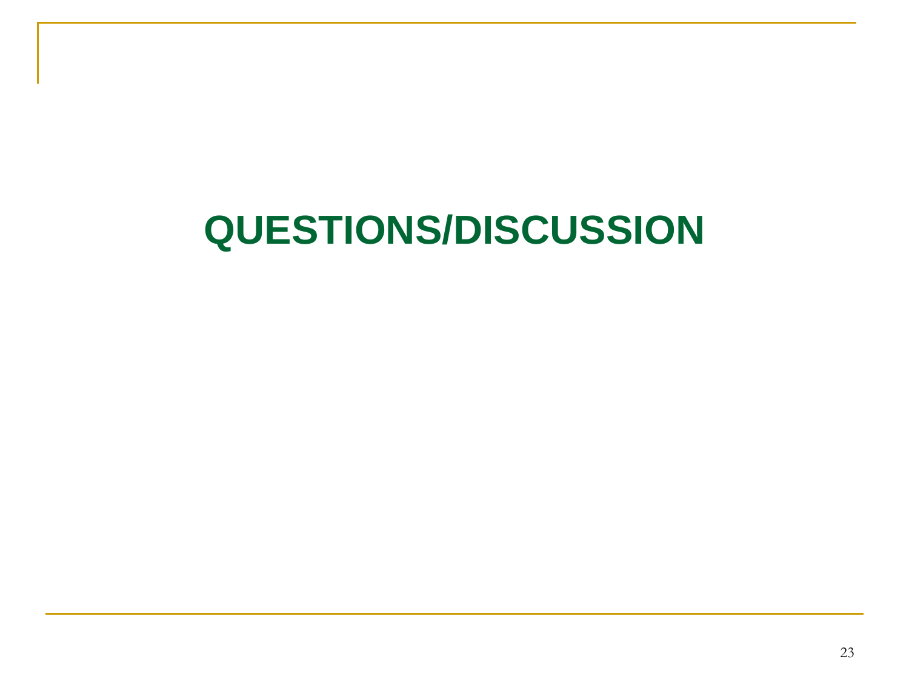# QUESTIONS/DISCUSSION